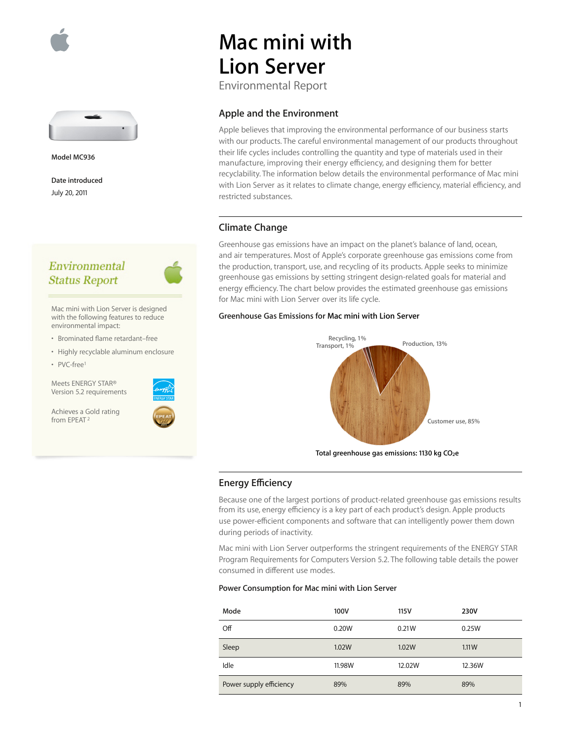# Mac mini with Lion Server

Environmental Report

Model MC936

Date introduced

July 20, 2011

## Environmental Status Report

Mac mini with Lion Server is designed with the following features to reduce environmental impact:

- Brominated flame retardant–free
- Highly recyclable aluminum enclosure
- PVC-free[1]

Meets ENERGY STAR® Version 5.2 requirements

Achieves a Gold rating from EPEAT[2]

## Apple and the Environment

Apple believes that improving the environmental performance of our business starts with our products. The careful environmental management of our products throughout their life cycles includes controlling the quantity and type of materials used in their manufacture, improving their energy efficiency, and designing them for better recyclability. The information below details the environmental performance of Mac mini with Lion Server as it relates to climate change, energy efficiency, material efficiency, and restricted substances.

## Climate Change

Greenhouse gas emissions have an impact on the planet's balance of land, ocean, and air temperatures. Most of Apple's corporate greenhouse gas emissions come from the production, transport, use, and recycling of its products. Apple seeks to minimize greenhouse gas emissions by setting stringent design-related goals for material and energy efficiency. The chart below provides the estimated greenhouse gas emissions for Mac mini with Lion Server over its life cycle.

**Greenhouse Gas Emissions for Mac mini with Lion Server**

Recycling, 1%
Transport, 1%
Production, 13%
Customer use, 85%

**Total greenhouse gas emissions: 1130 kg $CO_2e$**

## Energy Efficiency

Because one of the largest portions of product-related greenhouse gas emissions results from its use, energy efficiency is a key part of each product's design. Apple products use power-efficient components and software that can intelligently power them down during periods of inactivity.

Mac mini with Lion Server outperforms the stringent requirements of the ENERGY STAR Program Requirements for Computers Version 5.2. The following table details the power consumed in different use modes.

**Power Consumption for Mac mini with Lion Server**

| Mode | 100V | 115V | 230V |
|---|---|---|---|
| Off | 0.20W | 0.21W | 0.25W |
| Sleep | 1.02W | 1.02W | 1.11W |
| Idle | 11.98W | 12.02W | 12.36W |
| Power supply efficiency | 89% | 89% | 89% |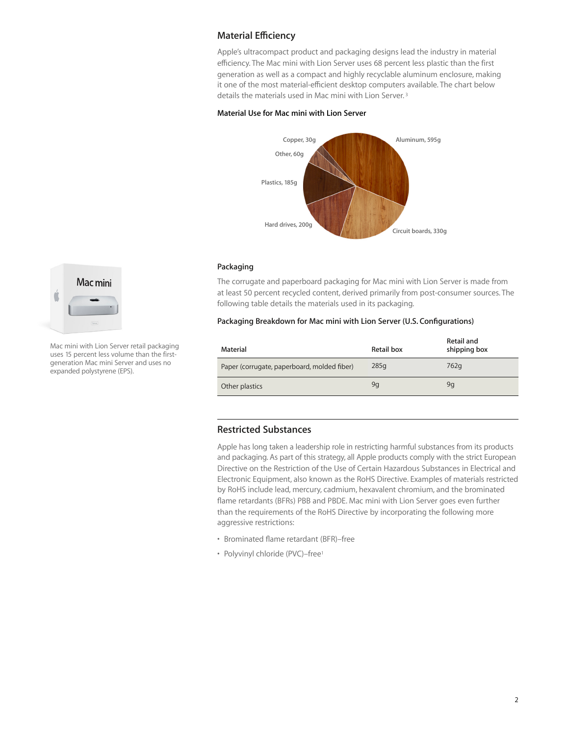## Material Efficiency

Apple's ultracompact product and packaging designs lead the industry in material efficiency. The Mac mini with Lion Server uses 68 percent less plastic than the first generation as well as a compact and highly recyclable aluminum enclosure, making it one of the most material-efficient desktop computers available. The chart below details the materials used in Mac mini with Lion Server.[3]

### Material Use for Mac mini with Lion Server

Aluminum, 595g
Circuit boards, 330g
Hard drives, 200g
Plastics, 185g
Other, 60g
Copper, 30g

Mac mini with Lion Server retail packaging uses 15 percent less volume than the first-generation Mac mini Server and uses no expanded polystyrene (EPS).

### Packaging

The corrugate and paperboard packaging for Mac mini with Lion Server is made from at least 50 percent recycled content, derived primarily from post-consumer sources. The following table details the materials used in its packaging.

### Packaging Breakdown for Mac mini with Lion Server (U.S. Configurations)

| Material | Retail box | Retail and shipping box |
|---|---|---|
| Paper (corrugate, paperboard, molded fiber) | 285g | 762g |
| Other plastics | 9g | 9g |

## Restricted Substances

Apple has long taken a leadership role in restricting harmful substances from its products and packaging. As part of this strategy, all Apple products comply with the strict European Directive on the Restriction of the Use of Certain Hazardous Substances in Electrical and Electronic Equipment, also known as the RoHS Directive. Examples of materials restricted by RoHS include lead, mercury, cadmium, hexavalent chromium, and the brominated flame retardants (BFRs) PBB and PBDE. Mac mini with Lion Server goes even further than the requirements of the RoHS Directive by incorporating the following more aggressive restrictions:

- Brominated flame retardant (BFR)–free
- Polyvinyl chloride (PVC)–free[1]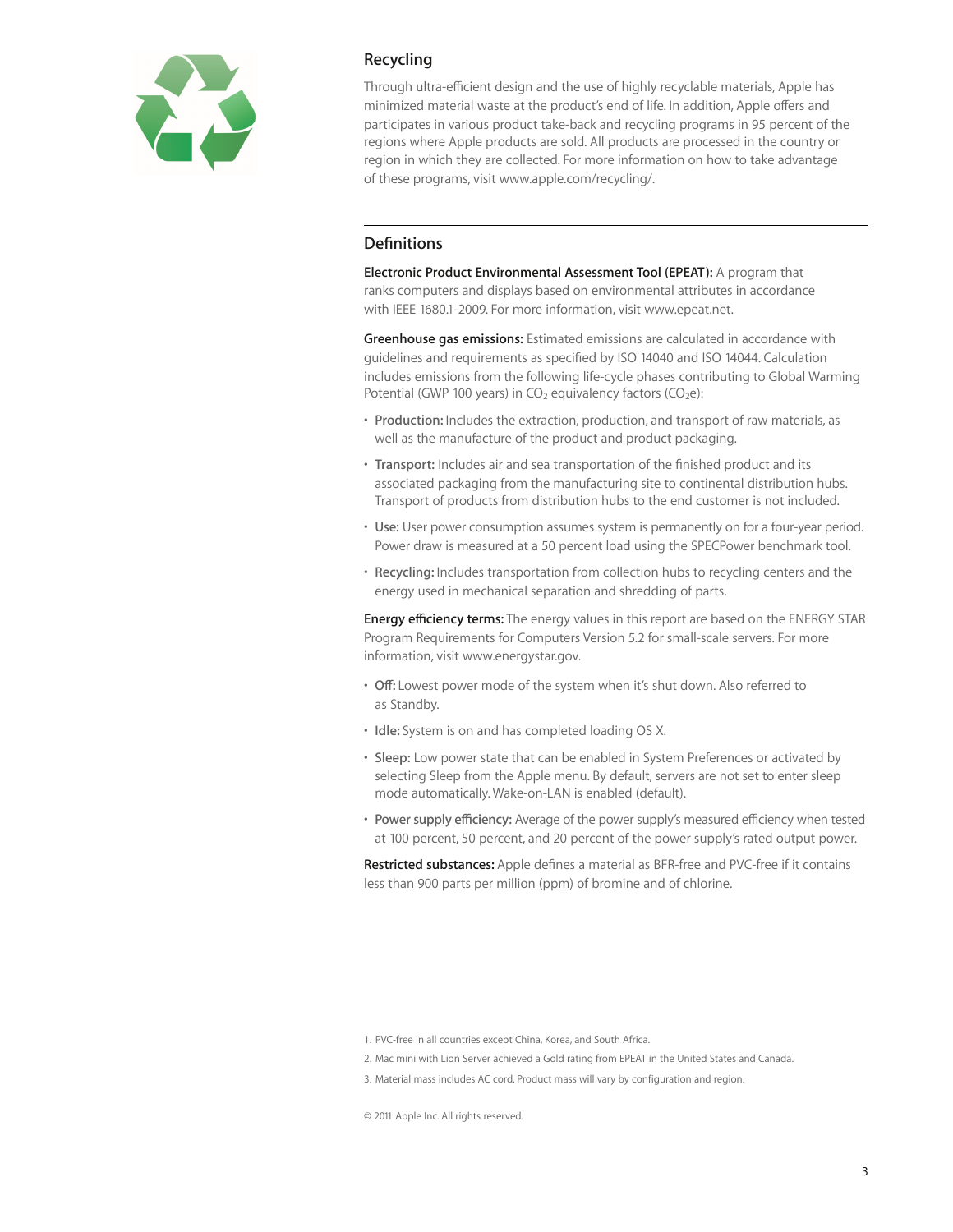## Recycling

Through ultra-efficient design and the use of highly recyclable materials, Apple has minimized material waste at the product's end of life. In addition, Apple offers and participates in various product take-back and recycling programs in 95 percent of the regions where Apple products are sold. All products are processed in the country or region in which they are collected. For more information on how to take advantage of these programs, visit www.apple.com/recycling/.

## Definitions

**Electronic Product Environmental Assessment Tool (EPEAT):** A program that ranks computers and displays based on environmental attributes in accordance with IEEE 1680.1-2009. For more information, visit www.epeat.net.

**Greenhouse gas emissions:** Estimated emissions are calculated in accordance with guidelines and requirements as specified by ISO 14040 and ISO 14044. Calculation includes emissions from the following life-cycle phases contributing to Global Warming Potential (GWP 100 years) in $CO_2$ equivalency factors ($CO_2e$):

- **Production:** Includes the extraction, production, and transport of raw materials, as well as the manufacture of the product and product packaging.
- **Transport:** Includes air and sea transportation of the finished product and its associated packaging from the manufacturing site to continental distribution hubs. Transport of products from distribution hubs to the end customer is not included.
- **Use:** User power consumption assumes system is permanently on for a four-year period. Power draw is measured at a 50 percent load using the SPECPower benchmark tool.
- **Recycling:** Includes transportation from collection hubs to recycling centers and the energy used in mechanical separation and shredding of parts.

**Energy efficiency terms:** The energy values in this report are based on the ENERGY STAR Program Requirements for Computers Version 5.2 for small-scale servers. For more information, visit www.energystar.gov.

- **Off:** Lowest power mode of the system when it's shut down. Also referred to as Standby.
- **Idle:** System is on and has completed loading OS X.
- **Sleep:** Low power state that can be enabled in System Preferences or activated by selecting Sleep from the Apple menu. By default, servers are not set to enter sleep mode automatically. Wake-on-LAN is enabled (default).
- **Power supply efficiency:** Average of the power supply's measured efficiency when tested at 100 percent, 50 percent, and 20 percent of the power supply's rated output power.

**Restricted substances:** Apple defines a material as BFR-free and PVC-free if it contains less than 900 parts per million (ppm) of bromine and of chlorine.

1. PVC-free in all countries except China, Korea, and South Africa.
2. Mac mini with Lion Server achieved a Gold rating from EPEAT in the United States and Canada.
3. Material mass includes AC cord. Product mass will vary by configuration and region.

© 2011 Apple Inc. All rights reserved.